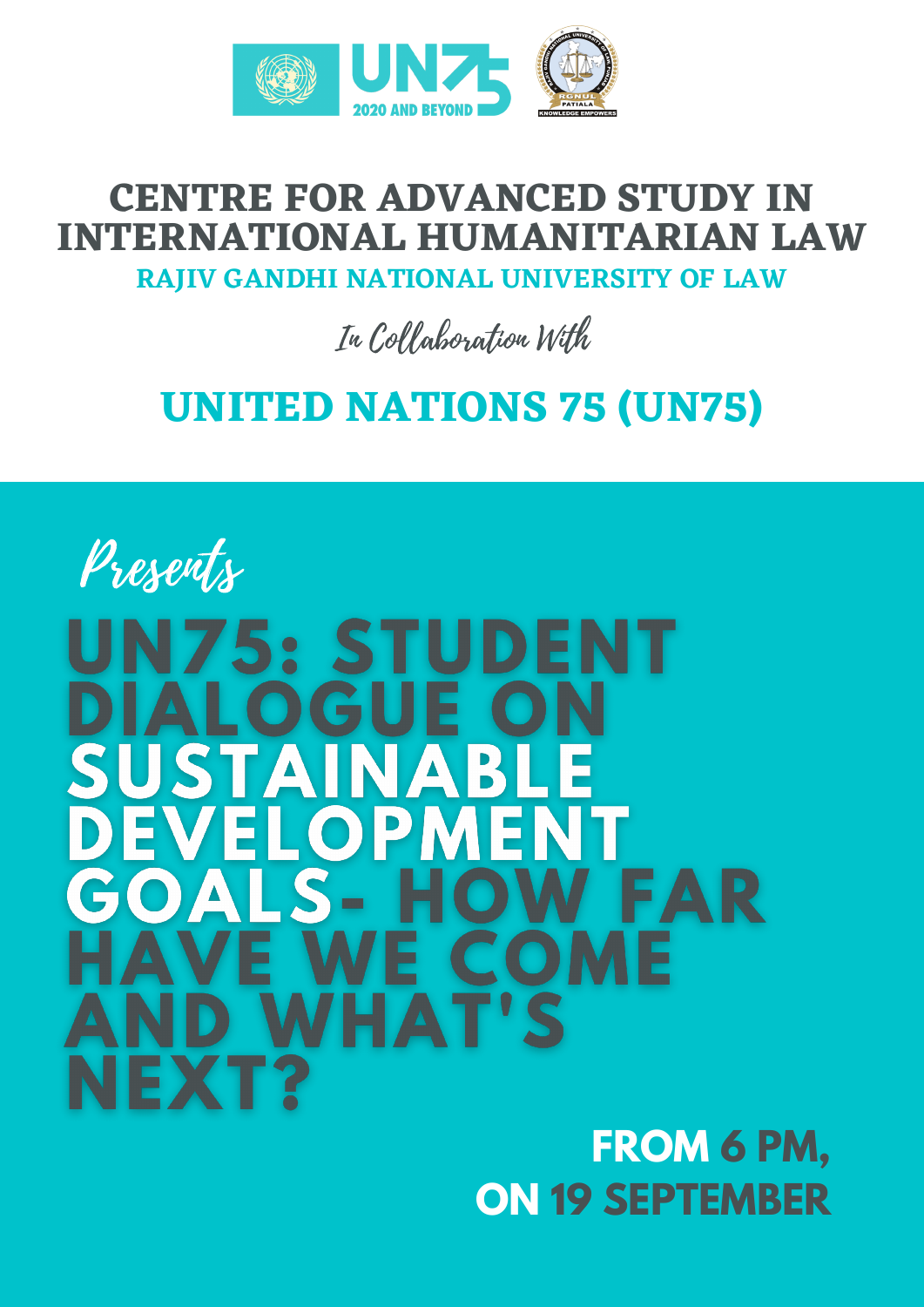UN75 2020 AND BEYOND

RGNUL PATIALA KNOWLEDGE EMPOWERS

# CENTRE FOR ADVANCED STUDY IN INTERNATIONAL HUMANITARIAN LAW

## RAJIV GANDHI NATIONAL UNIVERSITY OF LAW

*In Collaboration With*

## UNITED NATIONS 75 (UN75)

*Presents*

# UN75: STUDENT DIALOGUE ON SUSTAINABLE DEVELOPMENT GOALS- HOW FAR HAVE WE COME AND WHAT'S NEXT?

**FROM 6 PM,**
**ON 19 SEPTEMBER**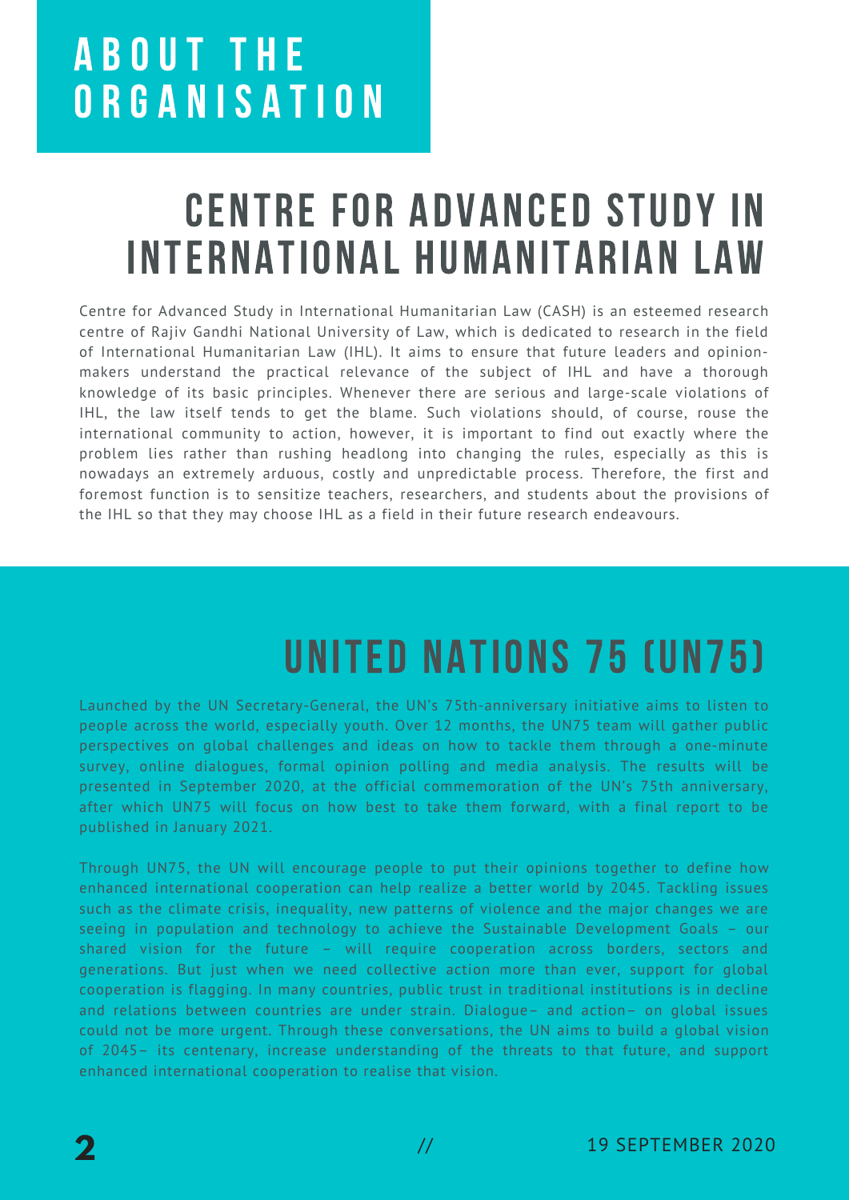# ABOUT THE ORGANISATION

## CENTRE FOR ADVANCED STUDY IN INTERNATIONAL HUMANITARIAN LAW

Centre for Advanced Study in International Humanitarian Law (CASH) is an esteemed research centre of Rajiv Gandhi National University of Law, which is dedicated to research in the field of International Humanitarian Law (IHL). It aims to ensure that future leaders and opinion-makers understand the practical relevance of the subject of IHL and have a thorough knowledge of its basic principles. Whenever there are serious and large-scale violations of IHL, the law itself tends to get the blame. Such violations should, of course, rouse the international community to action, however, it is important to find out exactly where the problem lies rather than rushing headlong into changing the rules, especially as this is nowadays an extremely arduous, costly and unpredictable process. Therefore, the first and foremost function is to sensitize teachers, researchers, and students about the provisions of the IHL so that they may choose IHL as a field in their future research endeavours.

## UNITED NATIONS 75 (UN75)

Launched by the UN Secretary-General, the UN's 75th-anniversary initiative aims to listen to people across the world, especially youth. Over 12 months, the UN75 team will gather public perspectives on global challenges and ideas on how to tackle them through a one-minute survey, online dialogues, formal opinion polling and media analysis. The results will be presented in September 2020, at the official commemoration of the UN's 75th anniversary, after which UN75 will focus on how best to take them forward, with a final report to be published in January 2021.

Through UN75, the UN will encourage people to put their opinions together to define how enhanced international cooperation can help realize a better world by 2045. Tackling issues such as the climate crisis, inequality, new patterns of violence and the major changes we are seeing in population and technology to achieve the Sustainable Development Goals – our shared vision for the future – will require cooperation across borders, sectors and generations. But just when we need collective action more than ever, support for global cooperation is flagging. In many countries, public trust in traditional institutions is in decline and relations between countries are under strain. Dialogue– and action– on global issues could not be more urgent. Through these conversations, the UN aims to build a global vision of 2045– its centenary, increase understanding of the threats to that future, and support enhanced international cooperation to realise that vision.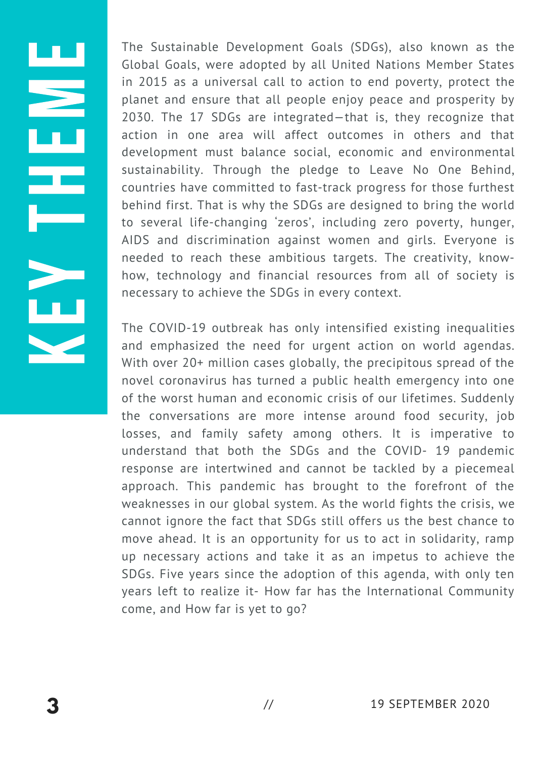# KEY THEME

The Sustainable Development Goals (SDGs), also known as the Global Goals, were adopted by all United Nations Member States in 2015 as a universal call to action to end poverty, protect the planet and ensure that all people enjoy peace and prosperity by 2030. The 17 SDGs are integrated—that is, they recognize that action in one area will affect outcomes in others and that development must balance social, economic and environmental sustainability. Through the pledge to Leave No One Behind, countries have committed to fast-track progress for those furthest behind first. That is why the SDGs are designed to bring the world to several life-changing 'zeros', including zero poverty, hunger, AIDS and discrimination against women and girls. Everyone is needed to reach these ambitious targets. The creativity, know-how, technology and financial resources from all of society is necessary to achieve the SDGs in every context.

The COVID-19 outbreak has only intensified existing inequalities and emphasized the need for urgent action on world agendas. With over 20+ million cases globally, the precipitous spread of the novel coronavirus has turned a public health emergency into one of the worst human and economic crisis of our lifetimes. Suddenly the conversations are more intense around food security, job losses, and family safety among others. It is imperative to understand that both the SDGs and the COVID- 19 pandemic response are intertwined and cannot be tackled by a piecemeal approach. This pandemic has brought to the forefront of the weaknesses in our global system. As the world fights the crisis, we cannot ignore the fact that SDGs still offers us the best chance to move ahead. It is an opportunity for us to act in solidarity, ramp up necessary actions and take it as an impetus to achieve the SDGs. Five years since the adoption of this agenda, with only ten years left to realize it- How far has the International Community come, and How far is yet to go?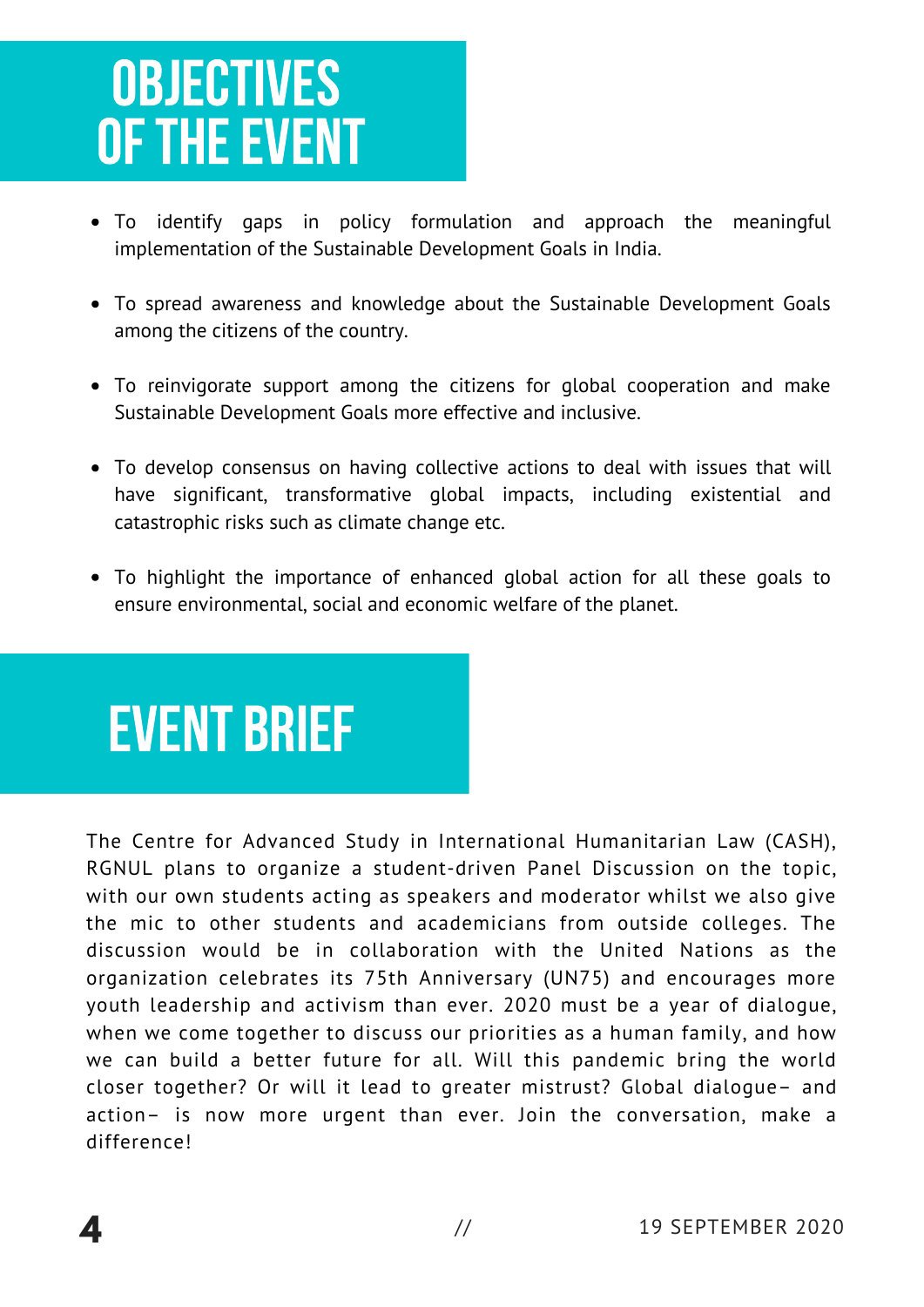# OBJECTIVES OF THE EVENT

- To identify gaps in policy formulation and approach the meaningful implementation of the Sustainable Development Goals in India.
- To spread awareness and knowledge about the Sustainable Development Goals among the citizens of the country.
- To reinvigorate support among the citizens for global cooperation and make Sustainable Development Goals more effective and inclusive.
- To develop consensus on having collective actions to deal with issues that will have significant, transformative global impacts, including existential and catastrophic risks such as climate change etc.
- To highlight the importance of enhanced global action for all these goals to ensure environmental, social and economic welfare of the planet.

# EVENT BRIEF

The Centre for Advanced Study in International Humanitarian Law (CASH), RGNUL plans to organize a student-driven Panel Discussion on the topic, with our own students acting as speakers and moderator whilst we also give the mic to other students and academicians from outside colleges. The discussion would be in collaboration with the United Nations as the organization celebrates its 75th Anniversary (UN75) and encourages more youth leadership and activism than ever. 2020 must be a year of dialogue, when we come together to discuss our priorities as a human family, and how we can build a better future for all. Will this pandemic bring the world closer together? Or will it lead to greater mistrust? Global dialogue– and action– is now more urgent than ever. Join the conversation, make a difference!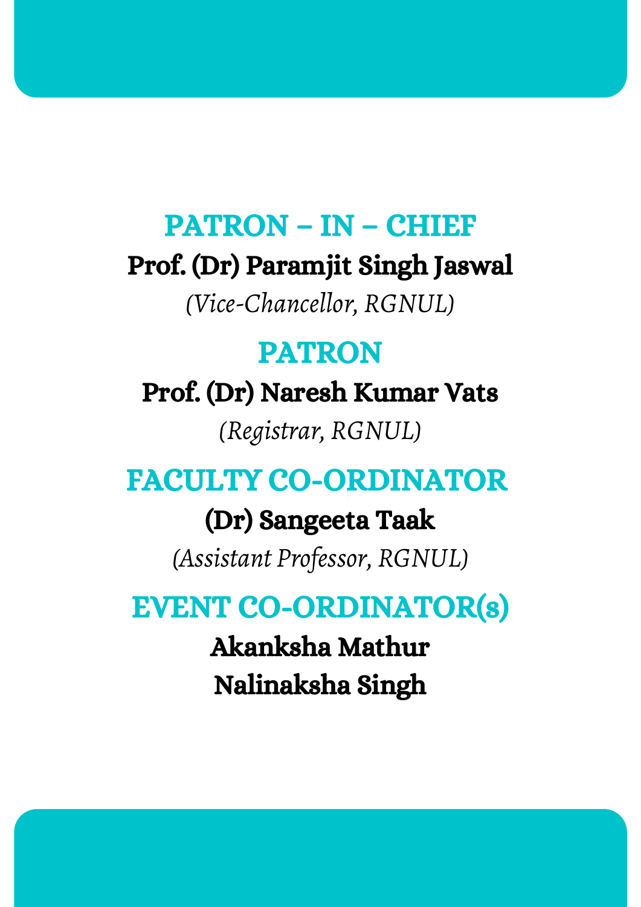## PATRON – IN – CHIEF

**Prof. (Dr) Paramjit Singh Jaswal**

*(Vice-Chancellor, RGNUL)*

## PATRON

**Prof. (Dr) Naresh Kumar Vats**

*(Registrar, RGNUL)*

## FACULTY CO-ORDINATOR

**(Dr) Sangeeta Taak**

*(Assistant Professor, RGNUL)*

## EVENT CO-ORDINATOR(s)

**Akanksha Mathur**

**Nalinaksha Singh**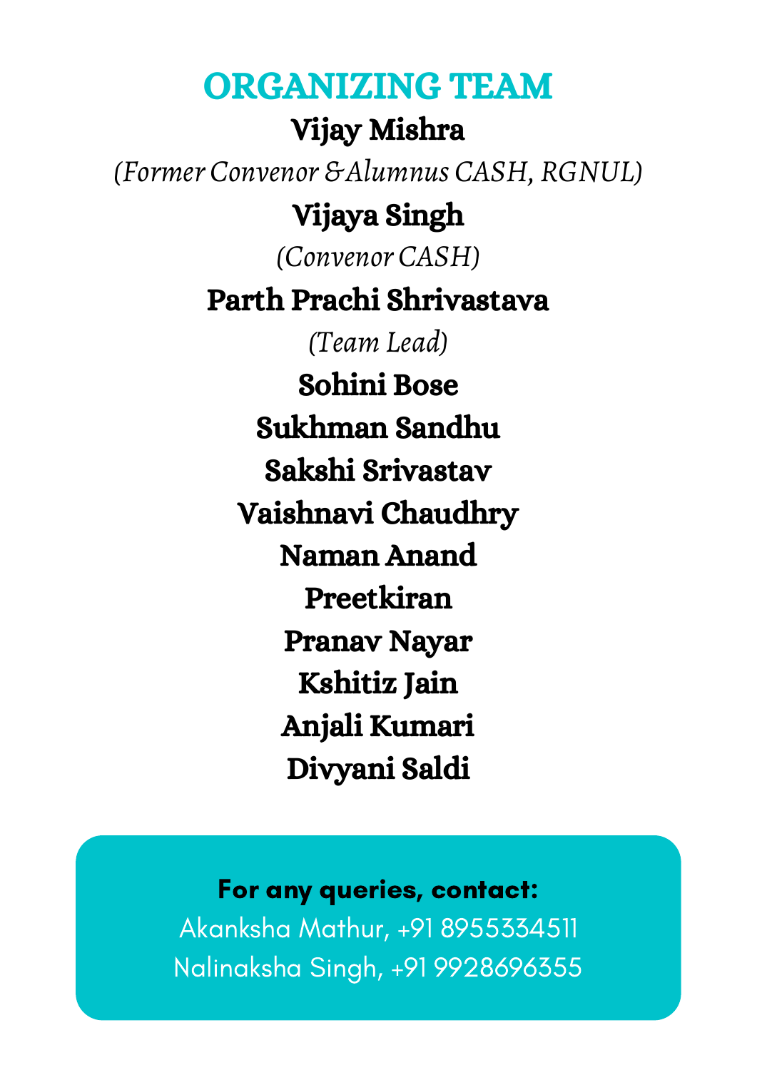## ORGANIZING TEAM

**Vijay Mishra**

*(Former Convenor & Alumnus CASH, RGNUL)*

**Vijaya Singh**

*(Convenor CASH)*

**Parth Prachi Shrivastava**

*(Team Lead)*

**Sohini Bose**

**Sukhman Sandhu**

**Sakshi Srivastav**

**Vaishnavi Chaudhry**

**Naman Anand**

**Preetkiran**

**Pranav Nayar**

**Kshitiz Jain**

**Anjali Kumari**

**Divyani Saldi**

**For any queries, contact:**

Akanksha Mathur, +91 8955334511

Nalinaksha Singh, +91 9928696355